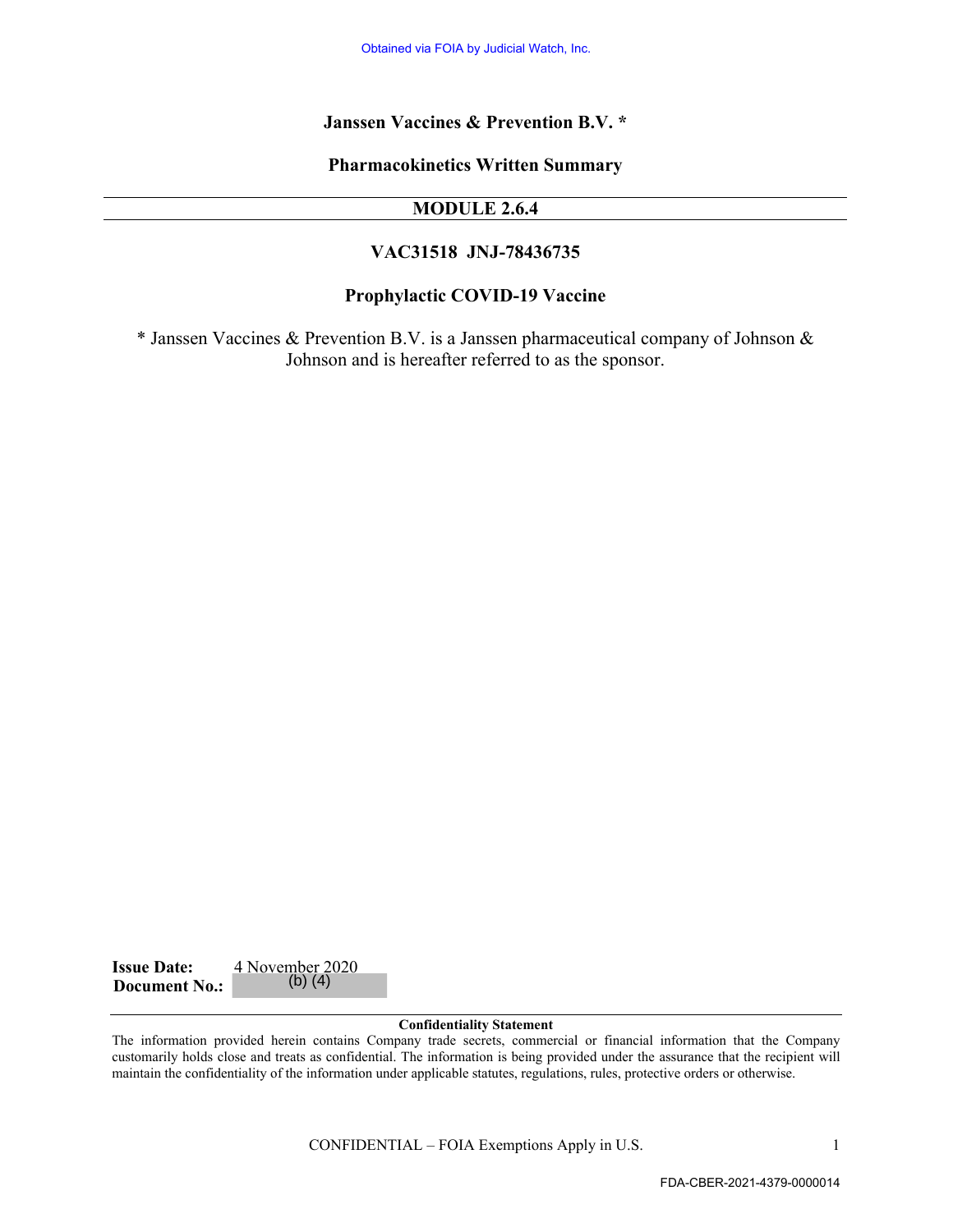Obtained via FOIA by Judicial Watch, Inc.

**Janssen Vaccines & Prevention B.V. ***

**Pharmacokinetics Written Summary**

---

**MODULE 2.6.4**

---

**VAC31518 JNJ-78436735**

**Prophylactic COVID-19 Vaccine**

* Janssen Vaccines & Prevention B.V. is a Janssen pharmaceutical company of Johnson & Johnson and is hereafter referred to as the sponsor.

**Issue Date:** 4 November 2020
**Document No.:** (b) (4)

---

**Confidentiality Statement**

The information provided herein contains Company trade secrets, commercial or financial information that the Company customarily holds close and treats as confidential. The information is being provided under the assurance that the recipient will maintain the confidentiality of the information under applicable statutes, regulations, rules, protective orders or otherwise.

CONFIDENTIAL – FOIA Exemptions Apply in U.S.

FDA-CBER-2021-4379-0000014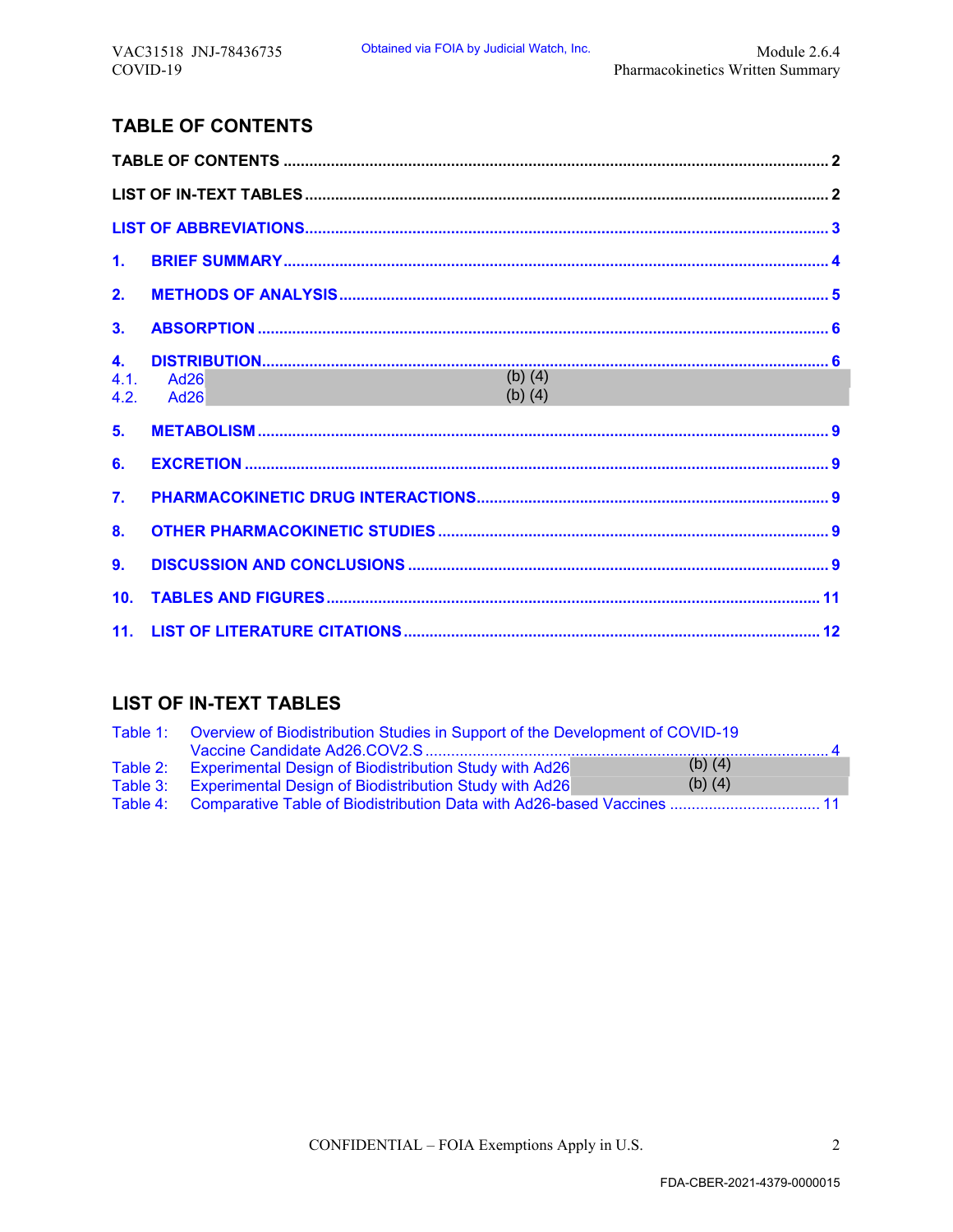## TABLE OF CONTENTS

TABLE OF CONTENTS ........................................................................................................ 2

LIST OF IN-TEXT TABLES ................................................................................................. 2

LIST OF ABBREVIATIONS.................................................................................................. 3

1. BRIEF SUMMARY ......................................................................................................... 4

2. METHODS OF ANALYSIS ............................................................................................ 5

3. ABSORPTION ................................................................................................................ 6

4. DISTRIBUTION.............................................................................................................. 6
   - 4.1. Ad26 (b) (4)
   - 4.2. Ad26 (b) (4)

5. METABOLISM ................................................................................................................ 9

6. EXCRETION ................................................................................................................... 9

7. PHARMACOKINETIC DRUG INTERACTIONS............................................................. 9

8. OTHER PHARMACOKINETIC STUDIES ...................................................................... 9

9. DISCUSSION AND CONCLUSIONS ............................................................................. 9

10. TABLES AND FIGURES .............................................................................................. 11

11. LIST OF LITERATURE CITATIONS ............................................................................ 12

## LIST OF IN-TEXT TABLES

Table 1: Overview of Biodistribution Studies in Support of the Development of COVID-19 Vaccine Candidate Ad26.COV2.S ....................................................................... 4

Table 2: Experimental Design of Biodistribution Study with Ad26 (b) (4)

Table 3: Experimental Design of Biodistribution Study with Ad26 (b) (4)

Table 4: Comparative Table of Biodistribution Data with Ad26-based Vaccines .................................. 11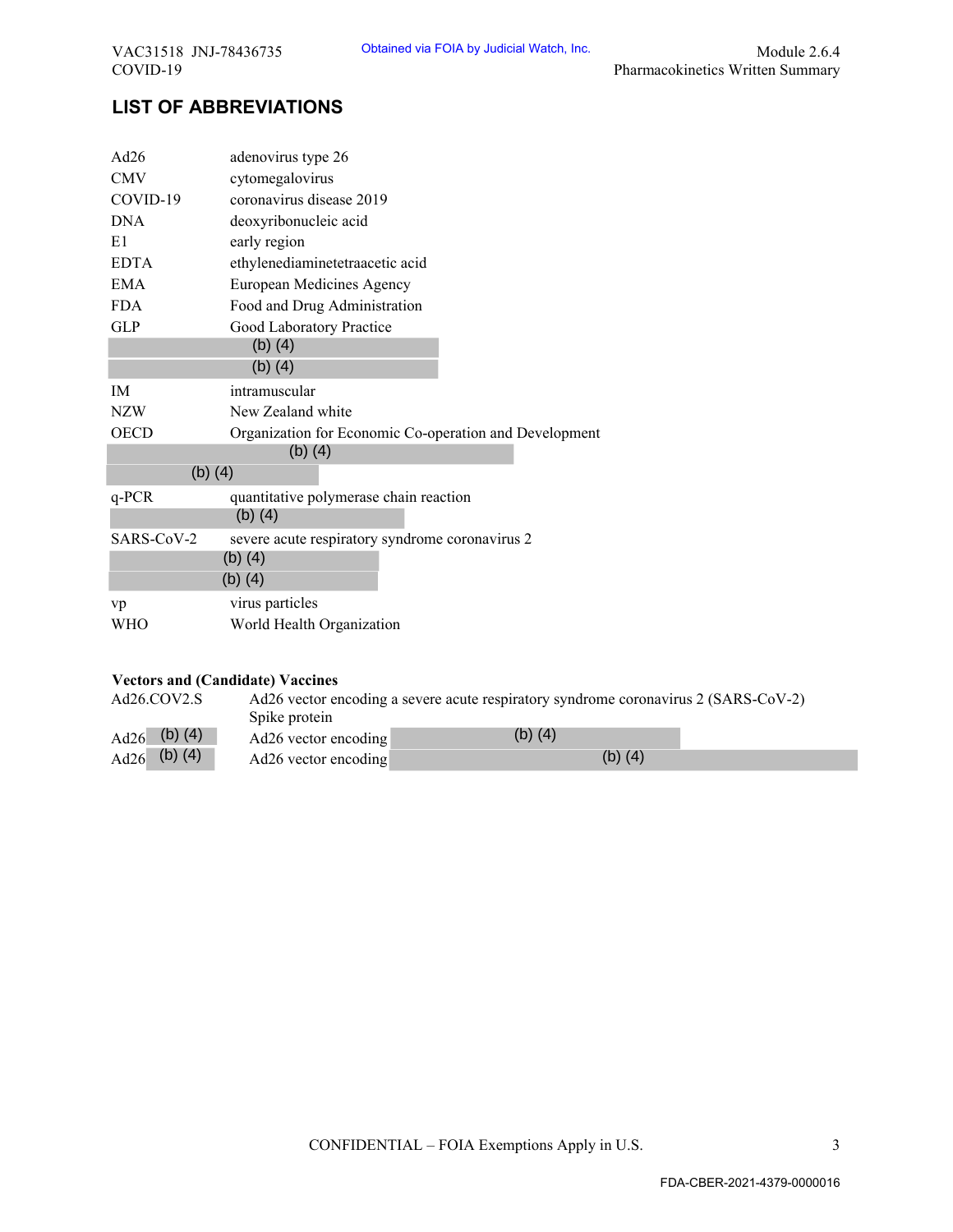## LIST OF ABBREVIATIONS

| | |
|---|---|
| Ad26 | adenovirus type 26 |
| CMV | cytomegalovirus |
| COVID-19 | coronavirus disease 2019 |
| DNA | deoxyribonucleic acid |
| E1 | early region |
| EDTA | ethylenediaminetetraacetic acid |
| EMA | European Medicines Agency |
| FDA | Food and Drug Administration |
| GLP | Good Laboratory Practice |
| (b) (4) | |
| (b) (4) | |
| IM | intramuscular |
| NZW | New Zealand white |
| OECD | Organization for Economic Co-operation and Development |
| (b) (4) | |
| (b) (4) | |
| q-PCR | quantitative polymerase chain reaction |
| (b) (4) | |
| SARS-CoV-2 | severe acute respiratory syndrome coronavirus 2 |
| (b) (4) | |
| (b) (4) | |
| vp | virus particles |
| WHO | World Health Organization |

**Vectors and (Candidate) Vaccines**

| | |
|---|---|
| Ad26.COV2.S | Ad26 vector encoding a severe acute respiratory syndrome coronavirus 2 (SARS-CoV-2) Spike protein |
| Ad26 (b) (4) | Ad26 vector encoding (b) (4) |
| Ad26 (b) (4) | Ad26 vector encoding (b) (4) |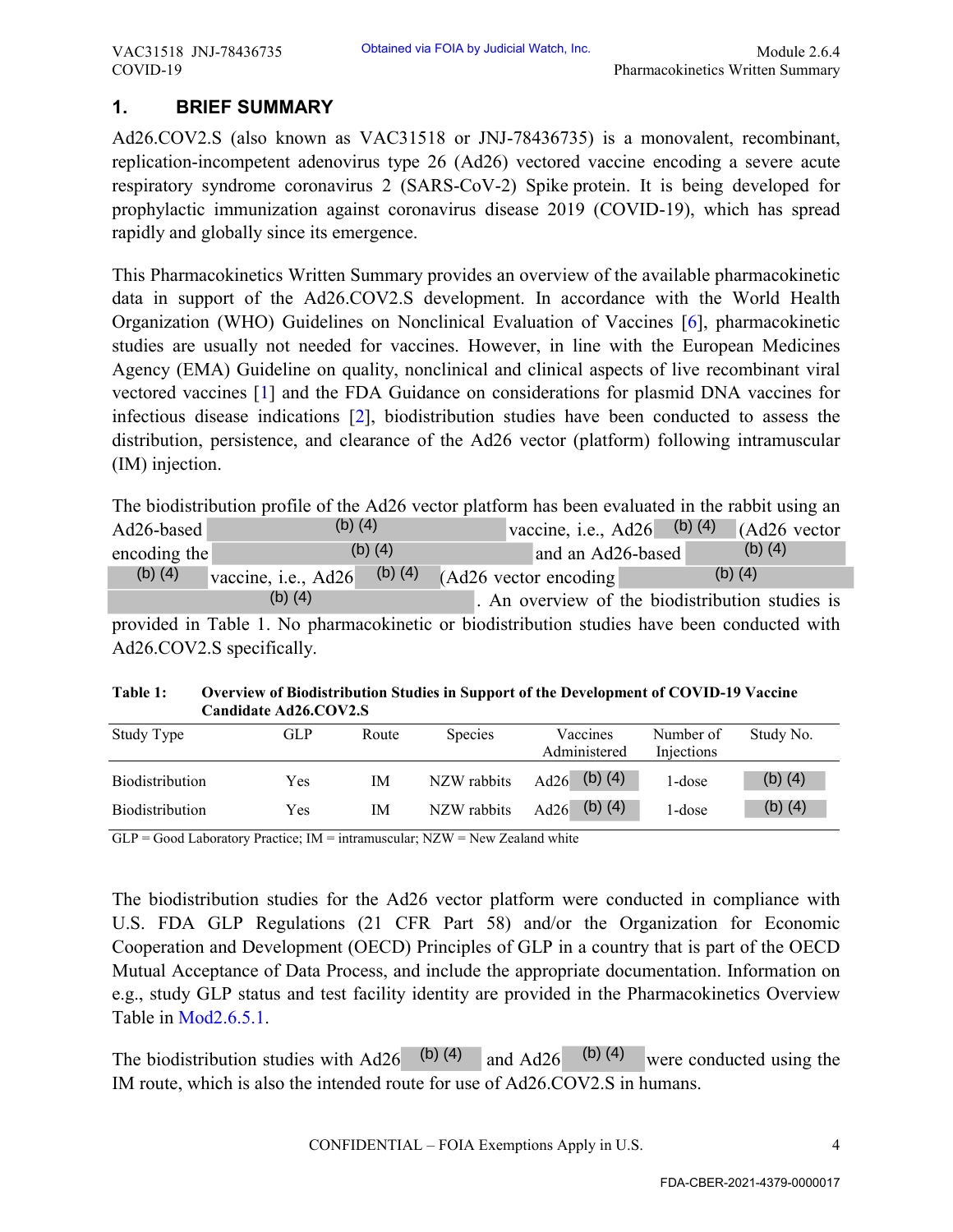# 1. BRIEF SUMMARY

Ad26.COV2.S (also known as VAC31518 or JNJ-78436735) is a monovalent, recombinant, replication-incompetent adenovirus type 26 (Ad26) vectored vaccine encoding a severe acute respiratory syndrome coronavirus 2 (SARS-CoV-2) Spike protein. It is being developed for prophylactic immunization against coronavirus disease 2019 (COVID-19), which has spread rapidly and globally since its emergence.

This Pharmacokinetics Written Summary provides an overview of the available pharmacokinetic data in support of the Ad26.COV2.S development. In accordance with the World Health Organization (WHO) Guidelines on Nonclinical Evaluation of Vaccines [6], pharmacokinetic studies are usually not needed for vaccines. However, in line with the European Medicines Agency (EMA) Guideline on quality, nonclinical and clinical aspects of live recombinant viral vectored vaccines [1] and the FDA Guidance on considerations for plasmid DNA vaccines for infectious disease indications [2], biodistribution studies have been conducted to assess the distribution, persistence, and clearance of the Ad26 vector (platform) following intramuscular (IM) injection.

The biodistribution profile of the Ad26 vector platform has been evaluated in the rabbit using an Ad26-based (b) (4) vaccine, i.e., Ad26 (b) (4) (Ad26 vector encoding the (b) (4) and an Ad26-based (b) (4) (b) (4) vaccine, i.e., Ad26 (b) (4) (Ad26 vector encoding (b) (4) (b) (4). An overview of the biodistribution studies is provided in Table 1. No pharmacokinetic or biodistribution studies have been conducted with Ad26.COV2.S specifically.

**Table 1: Overview of Biodistribution Studies in Support of the Development of COVID-19 Vaccine Candidate Ad26.COV2.S**

| Study Type | GLP | Route | Species | Vaccines Administered | Number of Injections | Study No. |
|---|---|---|---|---|---|---|
| Biodistribution | Yes | IM | NZW rabbits | Ad26 (b) (4) | 1-dose | (b) (4) |
| Biodistribution | Yes | IM | NZW rabbits | Ad26 (b) (4) | 1-dose | (b) (4) |

GLP = Good Laboratory Practice; IM = intramuscular; NZW = New Zealand white

The biodistribution studies for the Ad26 vector platform were conducted in compliance with U.S. FDA GLP Regulations (21 CFR Part 58) and/or the Organization for Economic Cooperation and Development (OECD) Principles of GLP in a country that is part of the OECD Mutual Acceptance of Data Process, and include the appropriate documentation. Information on e.g., study GLP status and test facility identity are provided in the Pharmacokinetics Overview Table in Mod2.6.5.1.

The biodistribution studies with Ad26 (b) (4) and Ad26 (b) (4) were conducted using the IM route, which is also the intended route for use of Ad26.COV2.S in humans.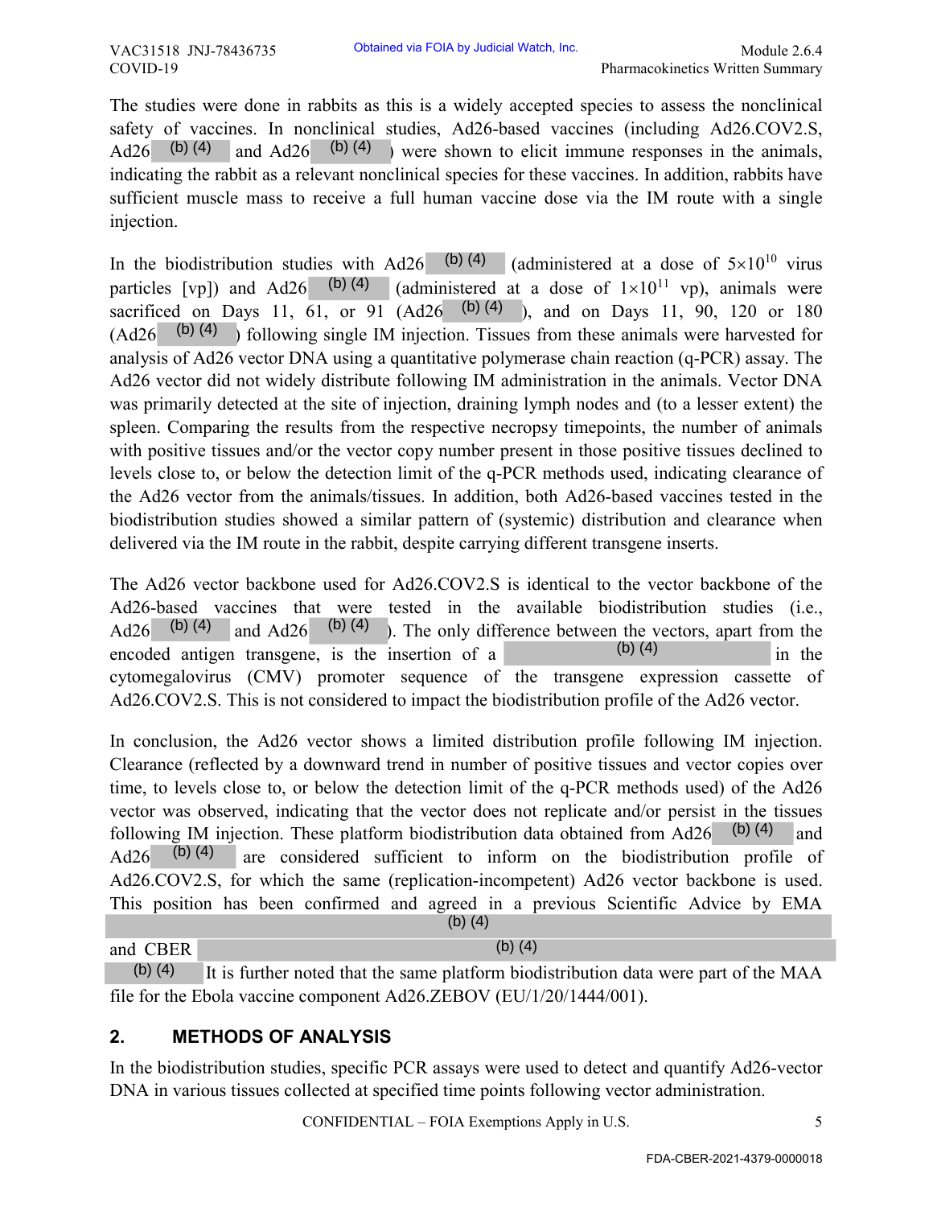The studies were done in rabbits as this is a widely accepted species to assess the nonclinical safety of vaccines. In nonclinical studies, Ad26-based vaccines (including Ad26.COV2.S, Ad26 (b) (4) and Ad26 (b) (4) ) were shown to elicit immune responses in the animals, indicating the rabbit as a relevant nonclinical species for these vaccines. In addition, rabbits have sufficient muscle mass to receive a full human vaccine dose via the IM route with a single injection.

In the biodistribution studies with Ad26 (b) (4) (administered at a dose of $5\times10^{10}$ virus particles [vp]) and Ad26 (b) (4) (administered at a dose of $1\times10^{11}$ vp), animals were sacrificed on Days 11, 61, or 91 (Ad26 (b) (4) ), and on Days 11, 90, 120 or 180 (Ad26 (b) (4) ) following single IM injection. Tissues from these animals were harvested for analysis of Ad26 vector DNA using a quantitative polymerase chain reaction (q-PCR) assay. The Ad26 vector did not widely distribute following IM administration in the animals. Vector DNA was primarily detected at the site of injection, draining lymph nodes and (to a lesser extent) the spleen. Comparing the results from the respective necropsy timepoints, the number of animals with positive tissues and/or the vector copy number present in those positive tissues declined to levels close to, or below the detection limit of the q-PCR methods used, indicating clearance of the Ad26 vector from the animals/tissues. In addition, both Ad26-based vaccines tested in the biodistribution studies showed a similar pattern of (systemic) distribution and clearance when delivered via the IM route in the rabbit, despite carrying different transgene inserts.

The Ad26 vector backbone used for Ad26.COV2.S is identical to the vector backbone of the Ad26-based vaccines that were tested in the available biodistribution studies (i.e., Ad26 (b) (4) and Ad26 (b) (4) ). The only difference between the vectors, apart from the encoded antigen transgene, is the insertion of a (b) (4) in the cytomegalovirus (CMV) promoter sequence of the transgene expression cassette of Ad26.COV2.S. This is not considered to impact the biodistribution profile of the Ad26 vector.

In conclusion, the Ad26 vector shows a limited distribution profile following IM injection. Clearance (reflected by a downward trend in number of positive tissues and vector copies over time, to levels close to, or below the detection limit of the q-PCR methods used) of the Ad26 vector was observed, indicating that the vector does not replicate and/or persist in the tissues following IM injection. These platform biodistribution data obtained from Ad26 (b) (4) and Ad26 (b) (4) are considered sufficient to inform on the biodistribution profile of Ad26.COV2.S, for which the same (replication-incompetent) Ad26 vector backbone is used. This position has been confirmed and agreed in a previous Scientific Advice by EMA (b) (4) and CBER (b) (4) (b) (4) It is further noted that the same platform biodistribution data were part of the MAA file for the Ebola vaccine component Ad26.ZEBOV (EU/1/20/1444/001).

## 2. METHODS OF ANALYSIS

In the biodistribution studies, specific PCR assays were used to detect and quantify Ad26-vector DNA in various tissues collected at specified time points following vector administration.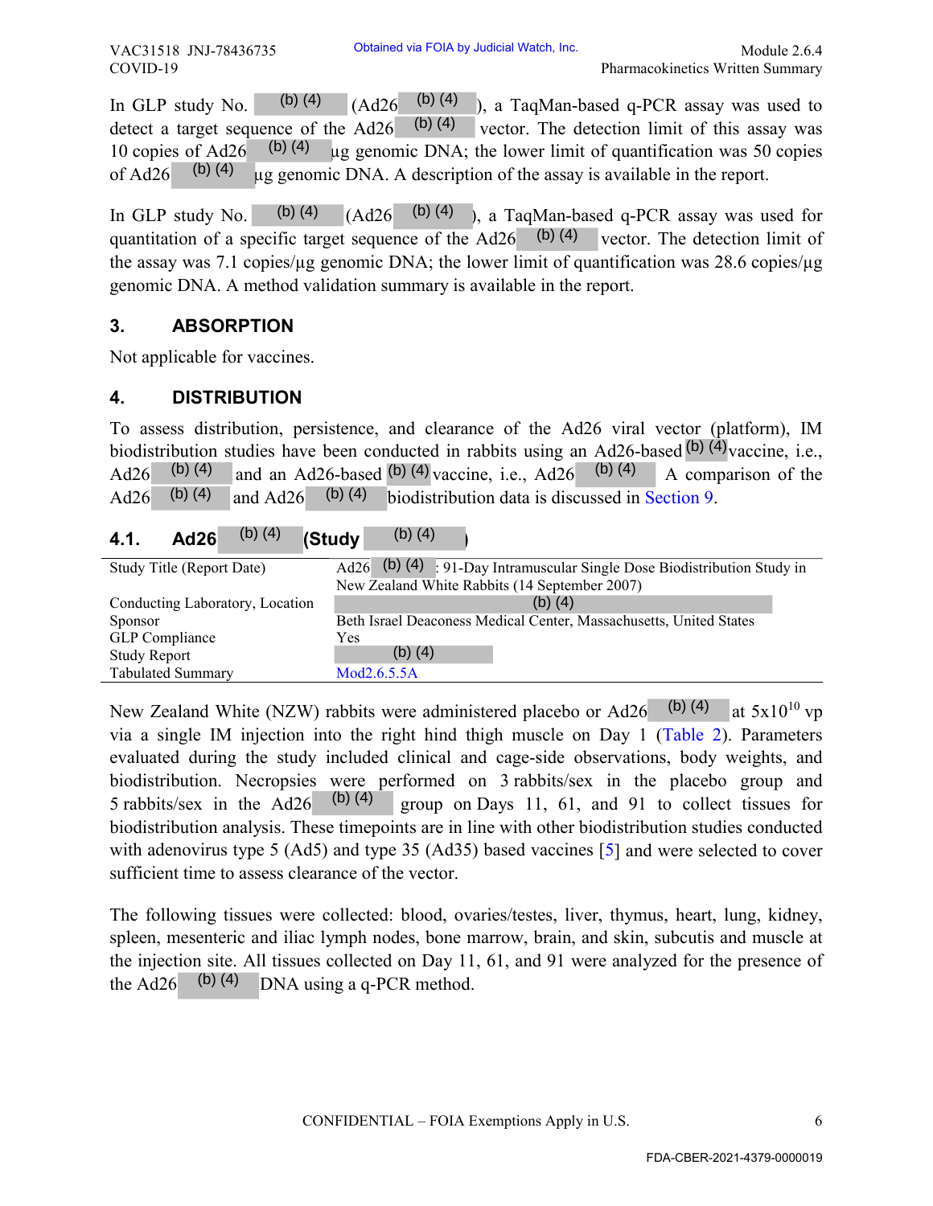In GLP study No. (b) (4) (Ad26 (b) (4)), a TaqMan-based q-PCR assay was used to detect a target sequence of the Ad26 (b) (4) vector. The detection limit of this assay was 10 copies of Ad26 (b) (4) µg genomic DNA; the lower limit of quantification was 50 copies of Ad26 (b) (4) µg genomic DNA. A description of the assay is available in the report.

In GLP study No. (b) (4) (Ad26 (b) (4)), a TaqMan-based q-PCR assay was used for quantitation of a specific target sequence of the Ad26 (b) (4) vector. The detection limit of the assay was 7.1 copies/µg genomic DNA; the lower limit of quantification was 28.6 copies/µg genomic DNA. A method validation summary is available in the report.

## 3. ABSORPTION

Not applicable for vaccines.

## 4. DISTRIBUTION

To assess distribution, persistence, and clearance of the Ad26 viral vector (platform), IM biodistribution studies have been conducted in rabbits using an Ad26-based (b) (4) vaccine, i.e., Ad26 (b) (4) and an Ad26-based (b) (4) vaccine, i.e., Ad26 (b) (4). A comparison of the Ad26 (b) (4) and Ad26 (b) (4) biodistribution data is discussed in Section 9.

### 4.1. Ad26 (b) (4) (Study (b) (4))

| | |
|---|---|
| Study Title (Report Date) | Ad26 (b) (4): 91-Day Intramuscular Single Dose Biodistribution Study in New Zealand White Rabbits (14 September 2007) |
| Conducting Laboratory, Location | (b) (4) |
| Sponsor | Beth Israel Deaconess Medical Center, Massachusetts, United States |
| GLP Compliance | Yes |
| Study Report | (b) (4) |
| Tabulated Summary | Mod2.6.5.5A |

New Zealand White (NZW) rabbits were administered placebo or Ad26 (b) (4) at $5x10^{10}$ vp via a single IM injection into the right hind thigh muscle on Day 1 (Table 2). Parameters evaluated during the study included clinical and cage-side observations, body weights, and biodistribution. Necropsies were performed on 3 rabbits/sex in the placebo group and 5 rabbits/sex in the Ad26 (b) (4) group on Days 11, 61, and 91 to collect tissues for biodistribution analysis. These timepoints are in line with other biodistribution studies conducted with adenovirus type 5 (Ad5) and type 35 (Ad35) based vaccines [5] and were selected to cover sufficient time to assess clearance of the vector.

The following tissues were collected: blood, ovaries/testes, liver, thymus, heart, lung, kidney, spleen, mesenteric and iliac lymph nodes, bone marrow, brain, and skin, subcutis and muscle at the injection site. All tissues collected on Day 11, 61, and 91 were analyzed for the presence of the Ad26 (b) (4) DNA using a q-PCR method.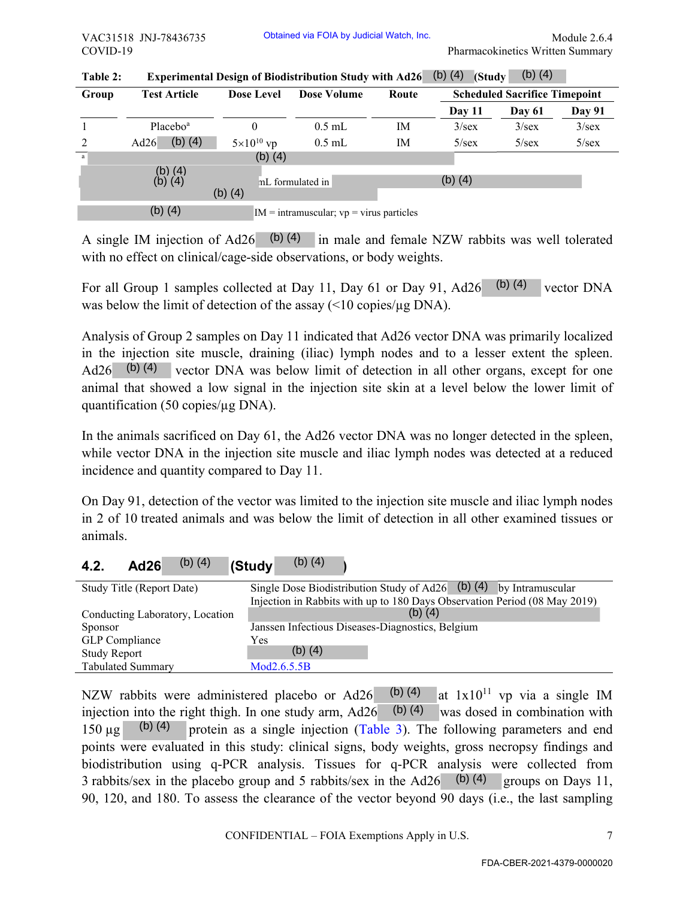**Table 2: Experimental Design of Biodistribution Study with Ad26 (b) (4) (Study (b) (4)**

| Group | Test Article | Dose Level | Dose Volume | Route | Scheduled Sacrifice Timepoint | | |
|---|---|---|---|---|---|---|---|
| | | | | | Day 11 | Day 61 | Day 91 |
| 1 | Placebo[a] | 0 | 0.5 mL | IM | 3/sex | 3/sex | 3/sex |
| 2 | Ad26 (b) (4) | $5 \times 10^{10}$ vp | 0.5 mL | IM | 5/sex | 5/sex | 5/sex |

[a] (b) (4)
(b) (4) (b) (4) mL formulated in (b) (4)
(b) (4)
(b) (4) IM = intramuscular; vp = virus particles

A single IM injection of Ad26 (b) (4) in male and female NZW rabbits was well tolerated with no effect on clinical/cage-side observations, or body weights.

For all Group 1 samples collected at Day 11, Day 61 or Day 91, Ad26 (b) (4) vector DNA was below the limit of detection of the assay (<10 copies/µg DNA).

Analysis of Group 2 samples on Day 11 indicated that Ad26 vector DNA was primarily localized in the injection site muscle, draining (iliac) lymph nodes and to a lesser extent the spleen. Ad26 (b) (4) vector DNA was below limit of detection in all other organs, except for one animal that showed a low signal in the injection site skin at a level below the lower limit of quantification (50 copies/µg DNA).

In the animals sacrificed on Day 61, the Ad26 vector DNA was no longer detected in the spleen, while vector DNA in the injection site muscle and iliac lymph nodes was detected at a reduced incidence and quantity compared to Day 11.

On Day 91, detection of the vector was limited to the injection site muscle and iliac lymph nodes in 2 of 10 treated animals and was below the limit of detection in all other examined tissues or animals.

## 4.2. Ad26 (b) (4) (Study (b) (4) )

| | |
|---|---|
| Study Title (Report Date) | Single Dose Biodistribution Study of Ad26 (b) (4) by Intramuscular Injection in Rabbits with up to 180 Days Observation Period (08 May 2019) |
| Conducting Laboratory, Location | (b) (4) |
| Sponsor | Janssen Infectious Diseases-Diagnostics, Belgium |
| GLP Compliance | Yes |
| Study Report | (b) (4) |
| Tabulated Summary | Mod2.6.5.5B |

NZW rabbits were administered placebo or Ad26 (b) (4) at $1 \times 10^{11}$ vp via a single IM injection into the right thigh. In one study arm, Ad26 (b) (4) was dosed in combination with 150 µg (b) (4) protein as a single injection (Table 3). The following parameters and end points were evaluated in this study: clinical signs, body weights, gross necropsy findings and biodistribution using q-PCR analysis. Tissues for q-PCR analysis were collected from 3 rabbits/sex in the placebo group and 5 rabbits/sex in the Ad26 (b) (4) groups on Days 11, 90, 120, and 180. To assess the clearance of the vector beyond 90 days (i.e., the last sampling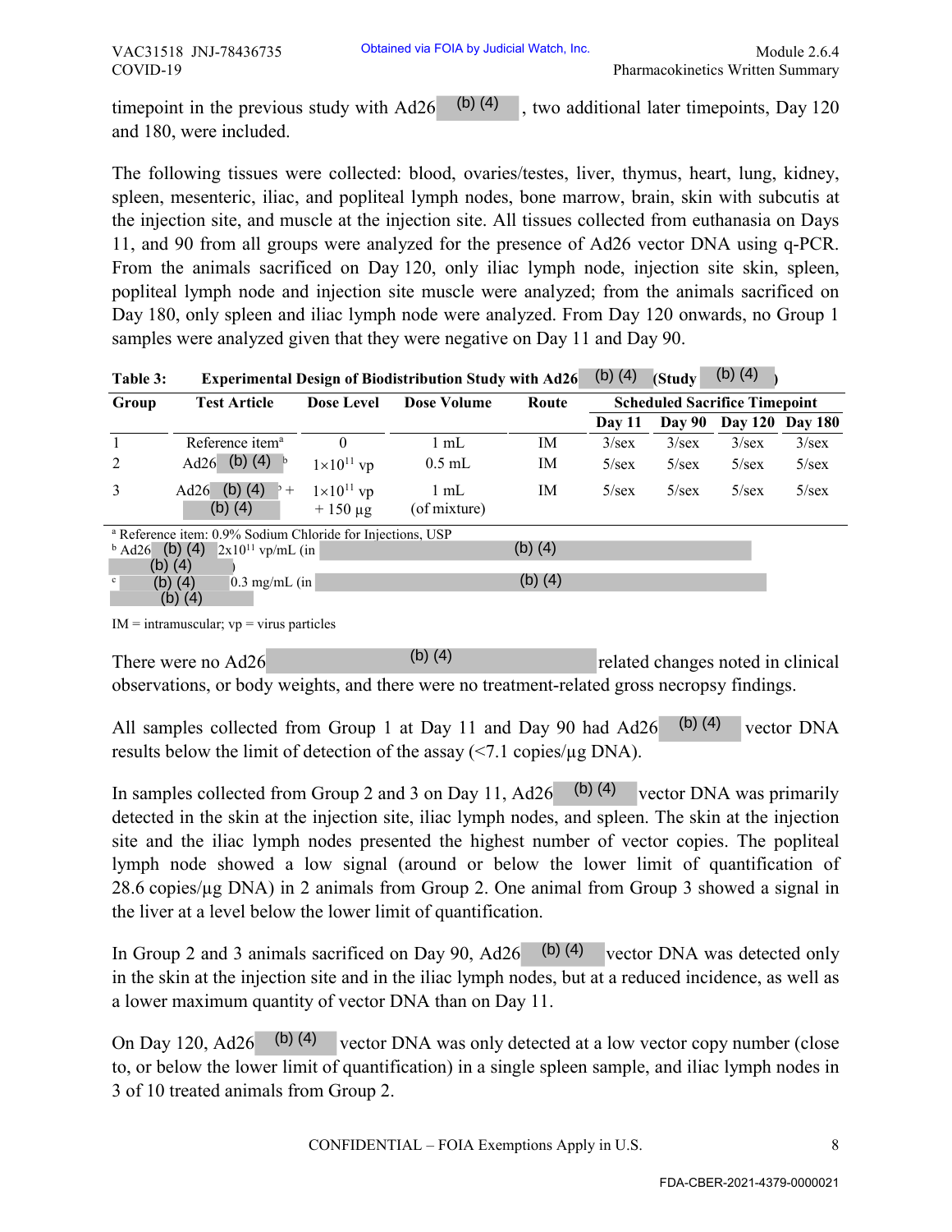timepoint in the previous study with Ad26 (b) (4) , two additional later timepoints, Day 120 and 180, were included.

The following tissues were collected: blood, ovaries/testes, liver, thymus, heart, lung, kidney, spleen, mesenteric, iliac, and popliteal lymph nodes, bone marrow, brain, skin with subcutis at the injection site, and muscle at the injection site. All tissues collected from euthanasia on Days 11, and 90 from all groups were analyzed for the presence of Ad26 vector DNA using q-PCR. From the animals sacrificed on Day 120, only iliac lymph node, injection site skin, spleen, popliteal lymph node and injection site muscle were analyzed; from the animals sacrificed on Day 180, only spleen and iliac lymph node were analyzed. From Day 120 onwards, no Group 1 samples were analyzed given that they were negative on Day 11 and Day 90.

**Table 3: Experimental Design of Biodistribution Study with Ad26 (b) (4) (Study (b) (4) )**

| Group | Test Article | Dose Level | Dose Volume | Route | Scheduled Sacrifice Timepoint | | | |
|---|---|---|---|---|---|---|---|---|
| | | | | | Day 11 | Day 90 | Day 120 | Day 180 |
| 1 | Reference item[a] | 0 | 1 mL | IM | 3/sex | 3/sex | 3/sex | 3/sex |
| 2 | Ad26 (b) (4) [b] | $1 \times 10^{11}$ vp | 0.5 mL | IM | 5/sex | 5/sex | 5/sex | 5/sex |
| 3 | Ad26 (b) (4) [b] + (b) (4) | $1 \times 10^{11}$ vp + 150 µg | 1 mL (of mixture) | IM | 5/sex | 5/sex | 5/sex | 5/sex |

[a] Reference item: 0.9% Sodium Chloride for Injections, USP
[b] Ad26 (b) (4) $2 \times 10^{11}$ vp/mL (in (b) (4) (b) (4) )
[c] (b) (4) 0.3 mg/mL (in (b) (4) (b) (4)

IM = intramuscular; vp = virus particles

There were no Ad26 (b) (4) related changes noted in clinical observations, or body weights, and there were no treatment-related gross necropsy findings.

All samples collected from Group 1 at Day 11 and Day 90 had Ad26 (b) (4) vector DNA results below the limit of detection of the assay (<7.1 copies/µg DNA).

In samples collected from Group 2 and 3 on Day 11, Ad26 (b) (4) vector DNA was primarily detected in the skin at the injection site, iliac lymph nodes, and spleen. The skin at the injection site and the iliac lymph nodes presented the highest number of vector copies. The popliteal lymph node showed a low signal (around or below the lower limit of quantification of 28.6 copies/µg DNA) in 2 animals from Group 2. One animal from Group 3 showed a signal in the liver at a level below the lower limit of quantification.

In Group 2 and 3 animals sacrificed on Day 90, Ad26 (b) (4) vector DNA was detected only in the skin at the injection site and in the iliac lymph nodes, but at a reduced incidence, as well as a lower maximum quantity of vector DNA than on Day 11.

On Day 120, Ad26 (b) (4) vector DNA was only detected at a low vector copy number (close to, or below the lower limit of quantification) in a single spleen sample, and iliac lymph nodes in 3 of 10 treated animals from Group 2.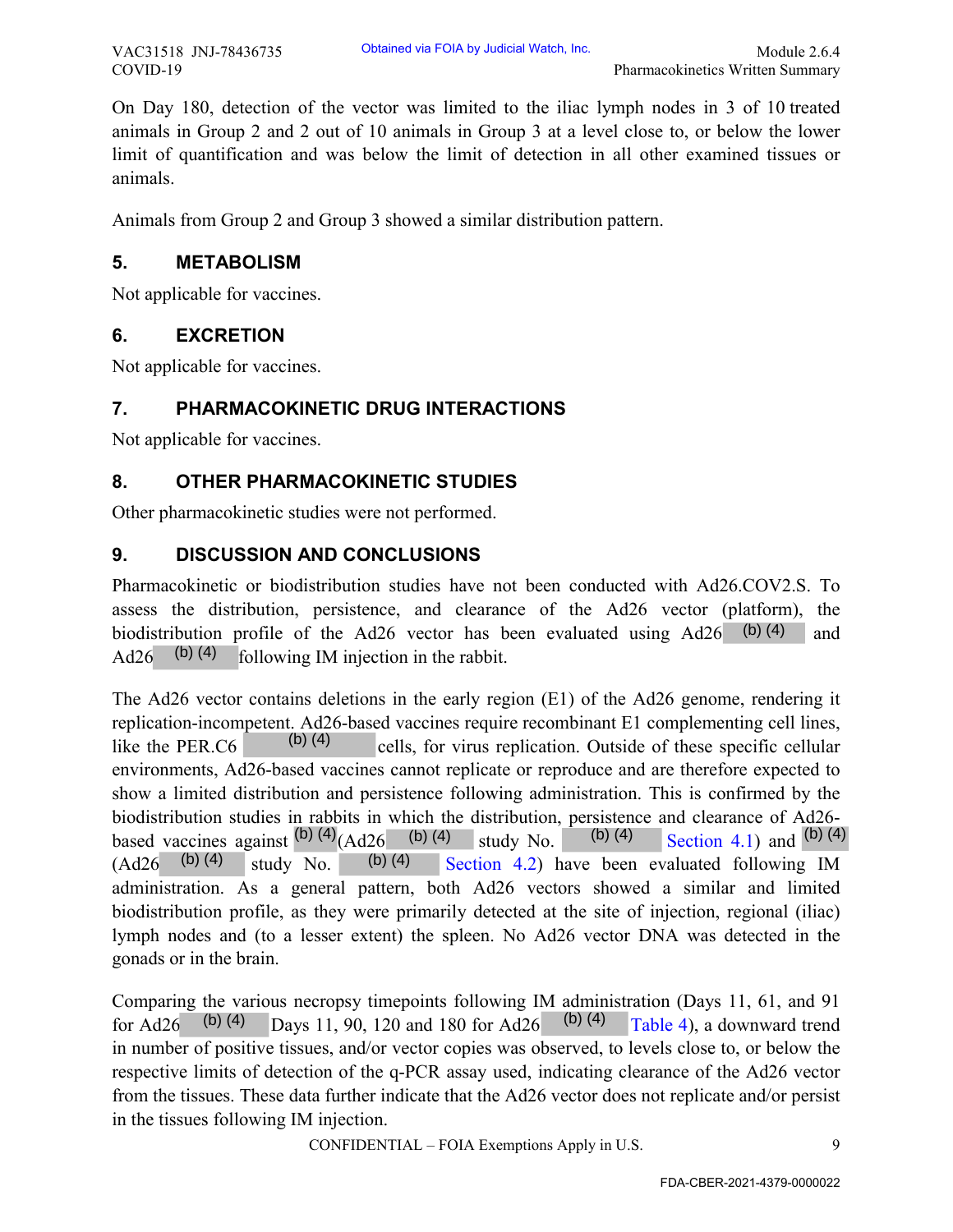On Day 180, detection of the vector was limited to the iliac lymph nodes in 3 of 10 treated animals in Group 2 and 2 out of 10 animals in Group 3 at a level close to, or below the lower limit of quantification and was below the limit of detection in all other examined tissues or animals.

Animals from Group 2 and Group 3 showed a similar distribution pattern.

## 5. METABOLISM

Not applicable for vaccines.

## 6. EXCRETION

Not applicable for vaccines.

## 7. PHARMACOKINETIC DRUG INTERACTIONS

Not applicable for vaccines.

## 8. OTHER PHARMACOKINETIC STUDIES

Other pharmacokinetic studies were not performed.

## 9. DISCUSSION AND CONCLUSIONS

Pharmacokinetic or biodistribution studies have not been conducted with Ad26.COV2.S. To assess the distribution, persistence, and clearance of the Ad26 vector (platform), the biodistribution profile of the Ad26 vector has been evaluated using Ad26 (b) (4) and Ad26 (b) (4) following IM injection in the rabbit.

The Ad26 vector contains deletions in the early region (E1) of the Ad26 genome, rendering it replication-incompetent. Ad26-based vaccines require recombinant E1 complementing cell lines, like the PER.C6 (b) (4) cells, for virus replication. Outside of these specific cellular environments, Ad26-based vaccines cannot replicate or reproduce and are therefore expected to show a limited distribution and persistence following administration. This is confirmed by the biodistribution studies in rabbits in which the distribution, persistence and clearance of Ad26-based vaccines against (b) (4) (Ad26 (b) (4) study No. (b) (4) Section 4.1) and (b) (4) (Ad26 (b) (4) study No. (b) (4) Section 4.2) have been evaluated following IM administration. As a general pattern, both Ad26 vectors showed a similar and limited biodistribution profile, as they were primarily detected at the site of injection, regional (iliac) lymph nodes and (to a lesser extent) the spleen. No Ad26 vector DNA was detected in the gonads or in the brain.

Comparing the various necropsy timepoints following IM administration (Days 11, 61, and 91 for Ad26 (b) (4) Days 11, 90, 120 and 180 for Ad26 (b) (4) Table 4), a downward trend in number of positive tissues, and/or vector copies was observed, to levels close to, or below the respective limits of detection of the q-PCR assay used, indicating clearance of the Ad26 vector from the tissues. These data further indicate that the Ad26 vector does not replicate and/or persist in the tissues following IM injection.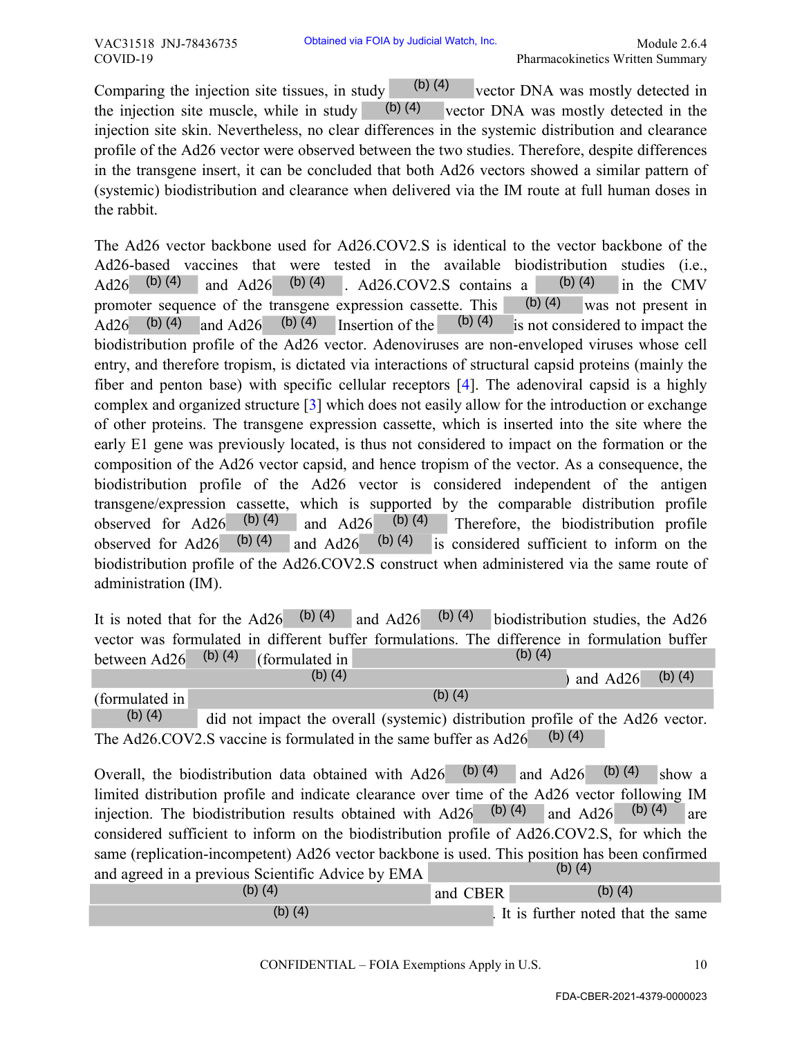Comparing the injection site tissues, in study (b) (4) vector DNA was mostly detected in the injection site muscle, while in study (b) (4) vector DNA was mostly detected in the injection site skin. Nevertheless, no clear differences in the systemic distribution and clearance profile of the Ad26 vector were observed between the two studies. Therefore, despite differences in the transgene insert, it can be concluded that both Ad26 vectors showed a similar pattern of (systemic) biodistribution and clearance when delivered via the IM route at full human doses in the rabbit.

The Ad26 vector backbone used for Ad26.COV2.S is identical to the vector backbone of the Ad26-based vaccines that were tested in the available biodistribution studies (i.e., Ad26 (b) (4) and Ad26 (b) (4) . Ad26.COV2.S contains a (b) (4) in the CMV promoter sequence of the transgene expression cassette. This (b) (4) was not present in Ad26 (b) (4) and Ad26 (b) (4) Insertion of the (b) (4) is not considered to impact the biodistribution profile of the Ad26 vector. Adenoviruses are non-enveloped viruses whose cell entry, and therefore tropism, is dictated via interactions of structural capsid proteins (mainly the fiber and penton base) with specific cellular receptors [4]. The adenoviral capsid is a highly complex and organized structure [3] which does not easily allow for the introduction or exchange of other proteins. The transgene expression cassette, which is inserted into the site where the early E1 gene was previously located, is thus not considered to impact on the formation or the composition of the Ad26 vector capsid, and hence tropism of the vector. As a consequence, the biodistribution profile of the Ad26 vector is considered independent of the antigen transgene/expression cassette, which is supported by the comparable distribution profile observed for Ad26 (b) (4) and Ad26 (b) (4) Therefore, the biodistribution profile observed for Ad26 (b) (4) and Ad26 (b) (4) is considered sufficient to inform on the biodistribution profile of the Ad26.COV2.S construct when administered via the same route of administration (IM).

It is noted that for the Ad26 (b) (4) and Ad26 (b) (4) biodistribution studies, the Ad26 vector was formulated in different buffer formulations. The difference in formulation buffer between Ad26 (b) (4) (formulated in (b) (4) (b) (4) ) and Ad26 (b) (4) (formulated in (b) (4) (b) (4) did not impact the overall (systemic) distribution profile of the Ad26 vector. The Ad26.COV2.S vaccine is formulated in the same buffer as Ad26 (b) (4)

Overall, the biodistribution data obtained with Ad26 (b) (4) and Ad26 (b) (4) show a limited distribution profile and indicate clearance over time of the Ad26 vector following IM injection. The biodistribution results obtained with Ad26 (b) (4) and Ad26 (b) (4) are considered sufficient to inform on the biodistribution profile of Ad26.COV2.S, for which the same (replication-incompetent) Ad26 vector backbone is used. This position has been confirmed and agreed in a previous Scientific Advice by EMA (b) (4) (b) (4) and CBER (b) (4) (b) (4) . It is further noted that the same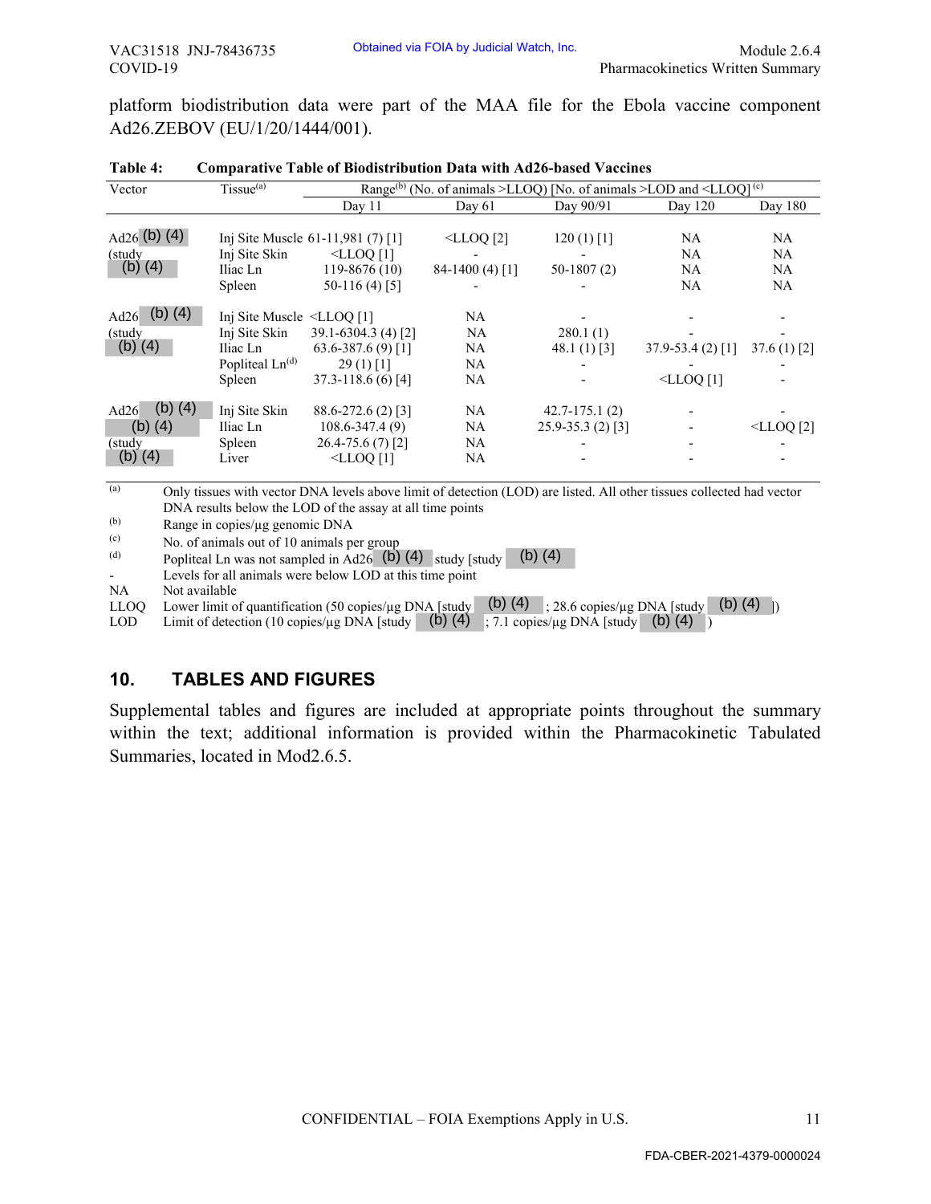platform biodistribution data were part of the MAA file for the Ebola vaccine component Ad26.ZEBOV (EU/1/20/1444/001).

**Table 4: Comparative Table of Biodistribution Data with Ad26-based Vaccines**

| Vector | Tissue[(a)] | Range[(b)] (No. of animals >LLOQ) [No. of animals >LOD and <LLOQ] [(c)] | | | | |
|---|---|---|---|---|---|---|
| | | Day 11 | Day 61 | Day 90/91 | Day 120 | Day 180 |
| Ad26 (b) (4) (study (b) (4) | Inj Site Muscle | 61-11,981 (7) [1] | <LLOQ [2] | 120 (1) [1] | NA | NA |
| | Inj Site Skin | <LLOQ [1] | - | - | NA | NA |
| | Iliac Ln | 119-8676 (10) | 84-1400 (4) [1] | 50-1807 (2) | NA | NA |
| | Spleen | 50-116 (4) [5] | - | - | NA | NA |
| Ad26 (b) (4) (study (b) (4) | Inj Site Muscle | <LLOQ [1] | NA | - | - | - |
| | Inj Site Skin | 39.1-6304.3 (4) [2] | NA | 280.1 (1) | - | - |
| | Iliac Ln | 63.6-387.6 (9) [1] | NA | 48.1 (1) [3] | 37.9-53.4 (2) [1] | 37.6 (1) [2] |
| | Popliteal Ln[(d)] | 29 (1) [1] | NA | - | - | - |
| | Spleen | 37.3-118.6 (6) [4] | NA | - | <LLOQ [1] | - |
| Ad26 (b) (4) (b) (4) (study (b) (4) | Inj Site Skin | 88.6-272.6 (2) [3] | NA | 42.7-175.1 (2) | - | - |
| | Iliac Ln | 108.6-347.4 (9) | NA | 25.9-35.3 (2) [3] | - | <LLOQ [2] |
| | Spleen | 26.4-75.6 (7) [2] | NA | - | - | - |
| | Liver | <LLOQ [1] | NA | - | - | - |

(a) Only tissues with vector DNA levels above limit of detection (LOD) are listed. All other tissues collected had vector DNA results below the LOD of the assay at all time points

(b) Range in copies/µg genomic DNA

(c) No. of animals out of 10 animals per group

(d) Popliteal Ln was not sampled in Ad26 (b) (4) study [study (b) (4)

\- Levels for all animals were below LOD at this time point

NA Not available

LLOQ Lower limit of quantification (50 copies/µg DNA [study (b) (4) ; 28.6 copies/µg DNA [study (b) (4) ])

LOD Limit of detection (10 copies/µg DNA [study (b) (4) ; 7.1 copies/µg DNA [study (b) (4) )

## 10. TABLES AND FIGURES

Supplemental tables and figures are included at appropriate points throughout the summary within the text; additional information is provided within the Pharmacokinetic Tabulated Summaries, located in Mod2.6.5.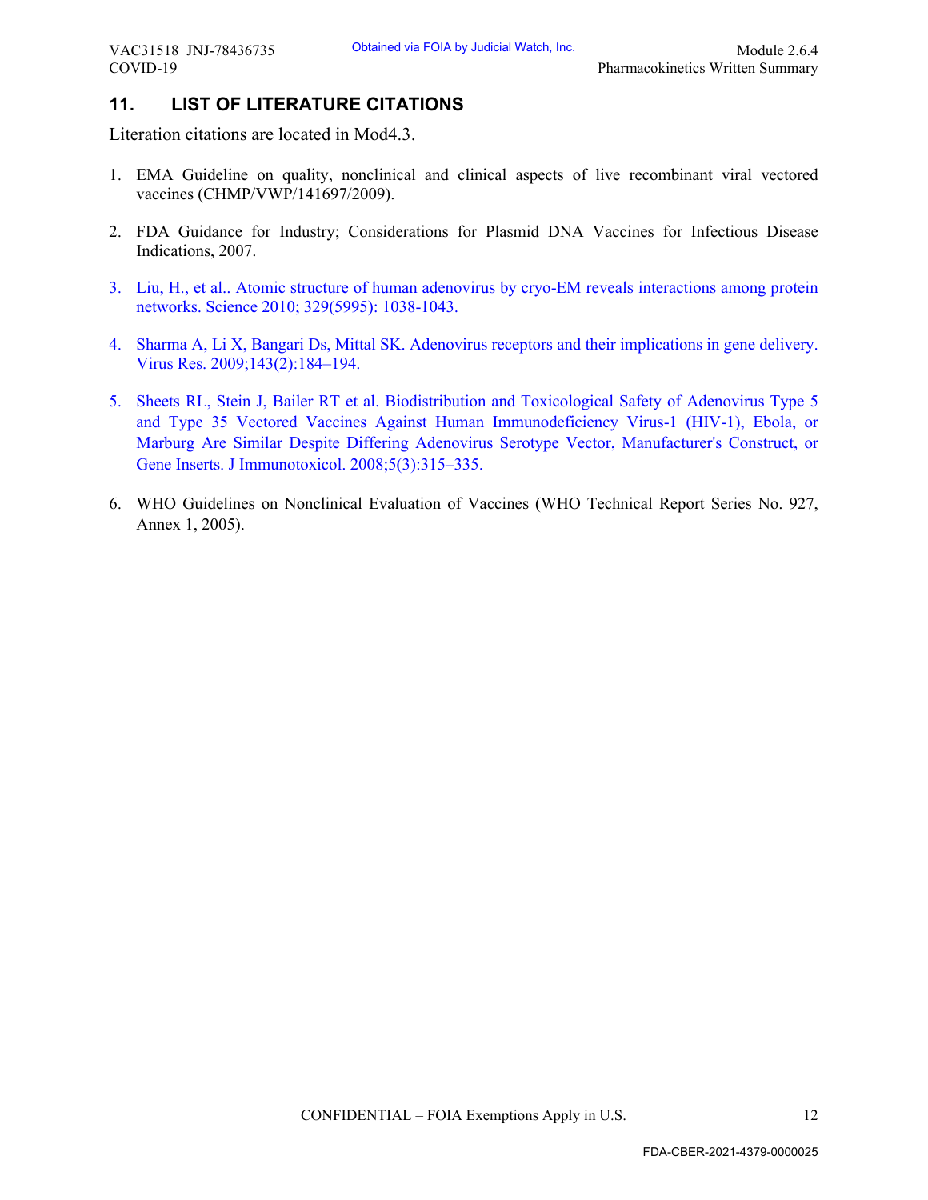## 11. LIST OF LITERATURE CITATIONS

Literation citations are located in Mod4.3.

1. EMA Guideline on quality, nonclinical and clinical aspects of live recombinant viral vectored vaccines (CHMP/VWP/141697/2009).

2. FDA Guidance for Industry; Considerations for Plasmid DNA Vaccines for Infectious Disease Indications, 2007.

3. Liu, H., et al.. Atomic structure of human adenovirus by cryo-EM reveals interactions among protein networks. Science 2010; 329(5995): 1038-1043.

4. Sharma A, Li X, Bangari Ds, Mittal SK. Adenovirus receptors and their implications in gene delivery. Virus Res. 2009;143(2):184–194.

5. Sheets RL, Stein J, Bailer RT et al. Biodistribution and Toxicological Safety of Adenovirus Type 5 and Type 35 Vectored Vaccines Against Human Immunodeficiency Virus-1 (HIV-1), Ebola, or Marburg Are Similar Despite Differing Adenovirus Serotype Vector, Manufacturer's Construct, or Gene Inserts. J Immunotoxicol. 2008;5(3):315–335.

6. WHO Guidelines on Nonclinical Evaluation of Vaccines (WHO Technical Report Series No. 927, Annex 1, 2005).